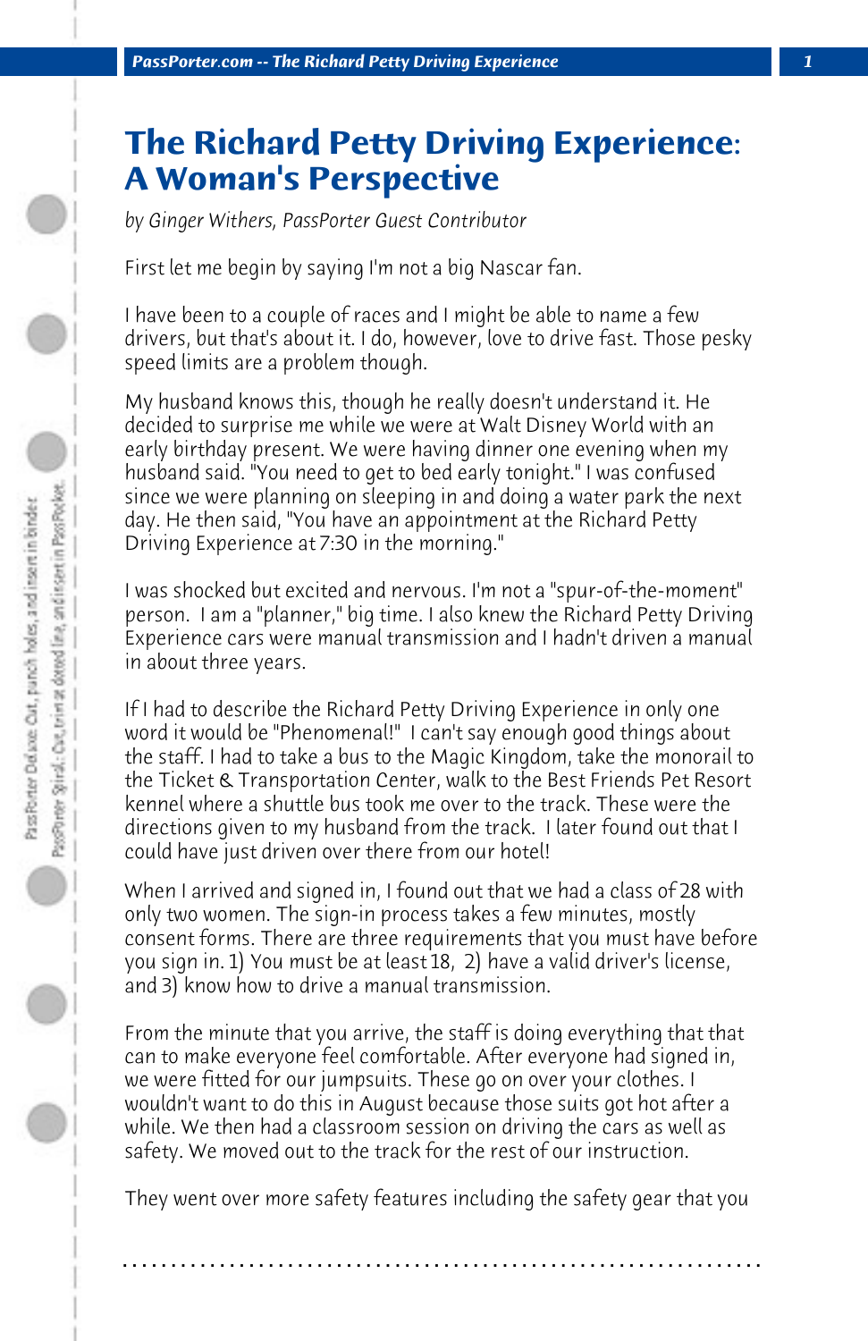# The Richard Petty Driving Experience: A Woman's Perspective

*by Ginger Withers, PassPorter Guest Contributor*

First let me begin by saying I'm not a big Nascar fan.

I have been to a couple of races and I might be able to name a few drivers, but that's about it. I do, however, love to drive fast. Those pesky speed limits are a problem though.

My husband knows this, though he really doesn't understand it. He decided to surprise me while we were at Walt Disney World with an early birthday present. We were having dinner one evening when my husband said. "You need to get to bed early tonight." I was confused since we were planning on sleeping in and doing a water park the next day. He then said, "You have an appointment at the Richard Petty Driving Experience at 7:30 in the morning."

I was shocked but excited and nervous. I'm not a "spur-of-the-moment" person. I am a "planner," big time. I also knew the Richard Petty Driving Experience cars were manual transmission and I hadn't driven a manual in about three years.

If I had to describe the Richard Petty Driving Experience in only one word it would be "Phenomenal!" I can't say enough good things about the staff. I had to take a bus to the Magic Kingdom, take the monorail to the Ticket & Transportation Center, walk to the Best Friends Pet Resort kennel where a shuttle bus took me over to the track. These were the directions given to my husband from the track. I later found out that I could have just driven over there from our hotel!

When I arrived and signed in, I found out that we had a class of 28 with only two women. The sign-in process takes a few minutes, mostly consent forms. There are three requirements that you must have before you sign in. 1) You must be at least 18, 2) have a valid driver's license, and 3) know how to drive a manual transmission.

From the minute that you arrive, the staff is doing everything that that can to make everyone feel comfortable. After everyone had signed in, we were fitted for our jumpsuits. These go on over your clothes. I wouldn't want to do this in August because those suits got hot after a while. We then had a classroom session on driving the cars as well as safety. We moved out to the track for the rest of our instruction.

They went over more safety features including the safety gear that you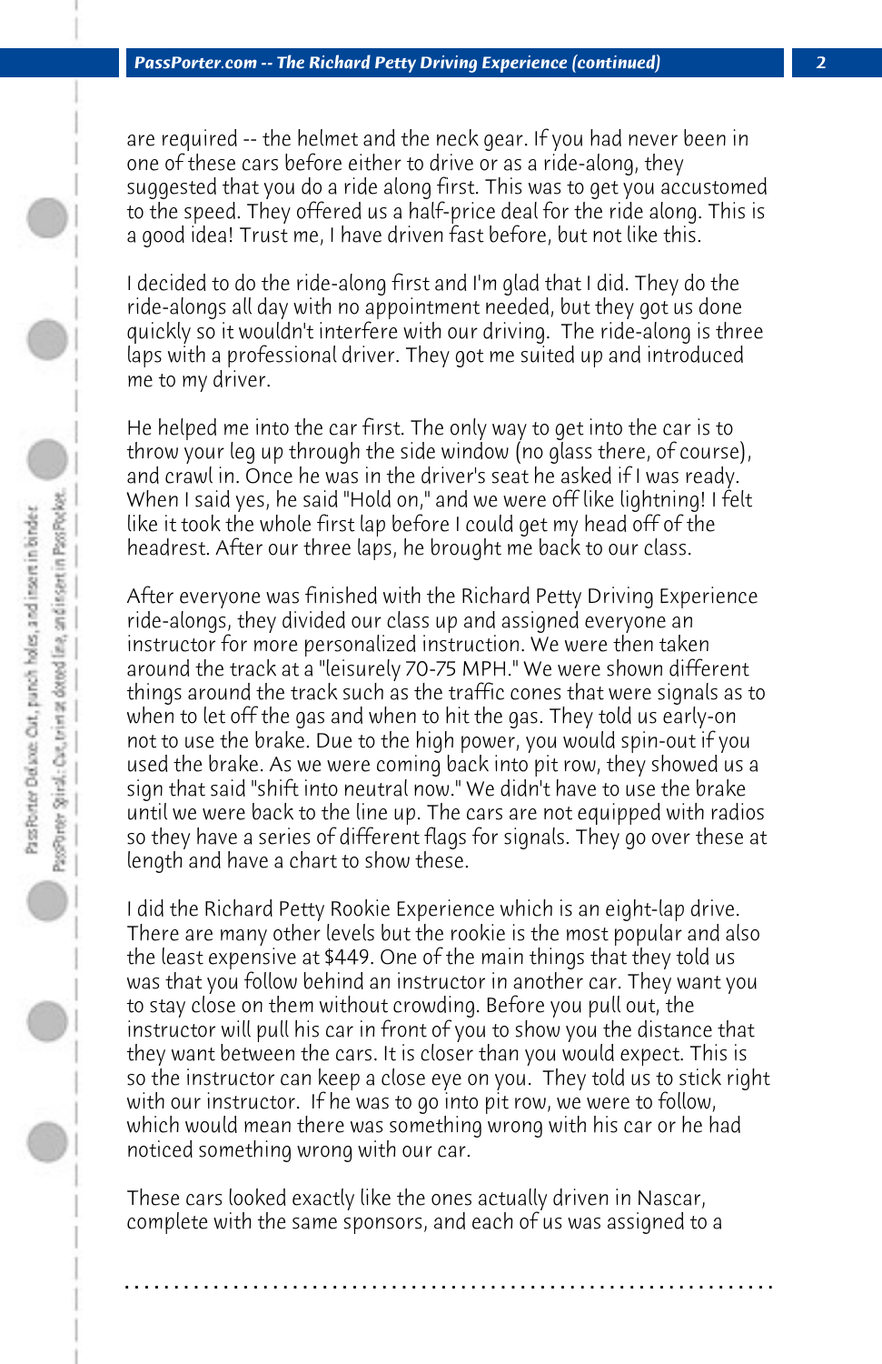are required -- the helmet and the neck gear. If you had never been in one of these cars before either to drive or as a ride-along, they suggested that you do a ride along first. This was to get you accustomed to the speed. They offered us a half-price deal for the ride along. This is a good idea! Trust me, I have driven fast before, but not like this.

I decided to do the ride-along first and I'm glad that I did. They do the ride-alongs all day with no appointment needed, but they got us done quickly so it wouldn't interfere with our driving. The ride-along is three laps with a professional driver. They got me suited up and introduced me to my driver.

He helped me into the car first. The only way to get into the car is to throw your leg up through the side window (no glass there, of course), and crawl in. Once he was in the driver's seat he asked if I was ready. When I said yes, he said "Hold on," and we were off like lightning! I felt like it took the whole first lap before I could get my head off of the headrest. After our three laps, he brought me back to our class.

After everyone was finished with the Richard Petty Driving Experience ride-alongs, they divided our class up and assigned everyone an instructor for more personalized instruction. We were then taken around the track at a "leisurely 70-75 MPH." We were shown different things around the track such as the traffic cones that were signals as to when to let off the gas and when to hit the gas. They told us early-on not to use the brake. Due to the high power, you would spin-out if you used the brake. As we were coming back into pit row, they showed us a sign that said "shift into neutral now." We didn't have to use the brake until we were back to the line up. The cars are not equipped with radios so they have a series of different flags for signals. They go over these at length and have a chart to show these.

I did the Richard Petty Rookie Experience which is an eight-lap drive. There are many other levels but the rookie is the most popular and also the least expensive at $449. One of the main things that they told us was that you follow behind an instructor in another car. They want you to stay close on them without crowding. Before you pull out, the instructor will pull his car in front of you to show you the distance that they want between the cars. It is closer than you would expect. This is so the instructor can keep a close eye on you. They told us to stick right with our instructor. If he was to go into pit row, we were to follow, which would mean there was something wrong with his car or he had noticed something wrong with our car.

These cars looked exactly like the ones actually driven in Nascar, complete with the same sponsors, and each of us was assigned to a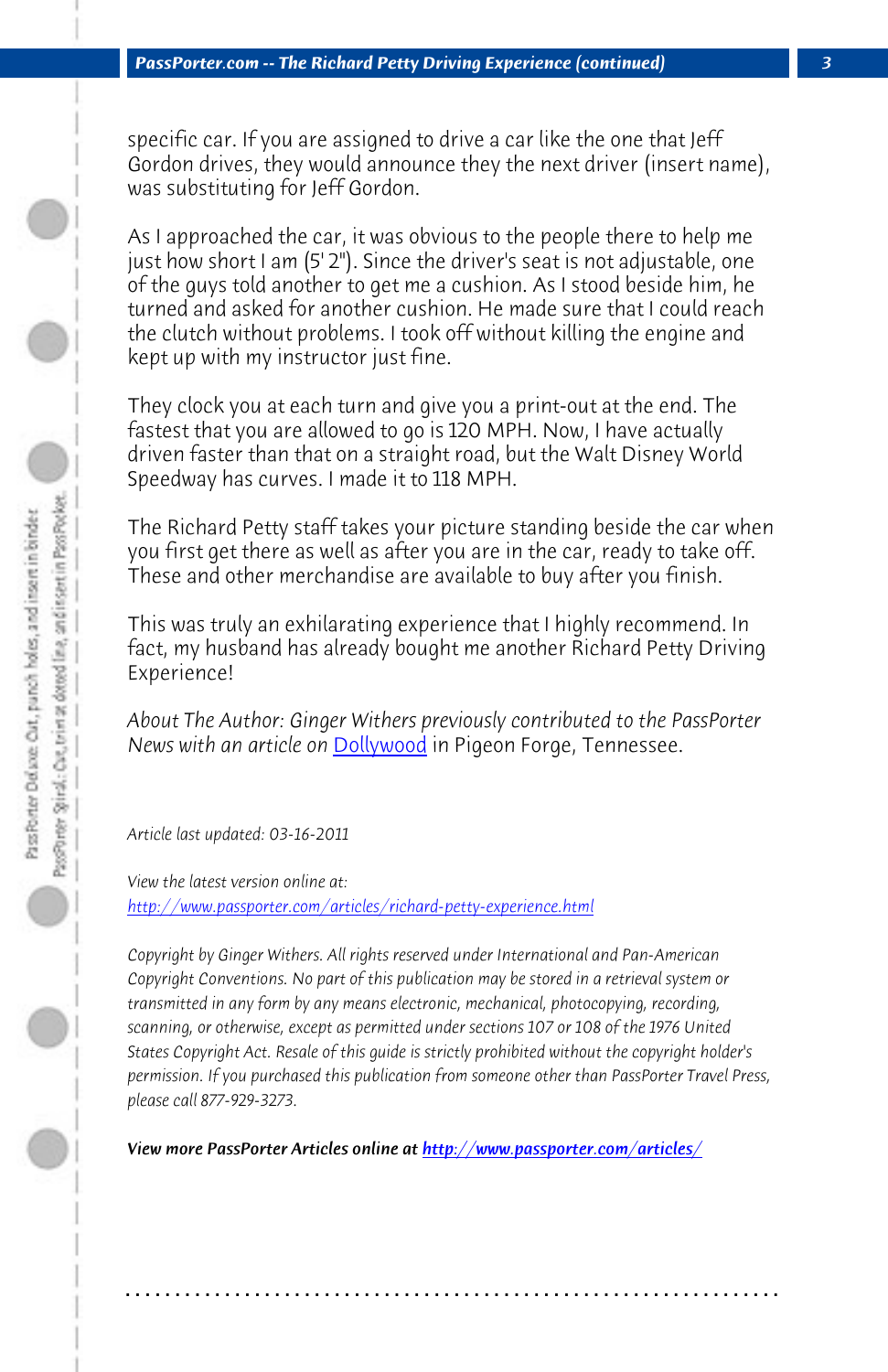specific car. If you are assigned to drive a car like the one that Jeff Gordon drives, they would announce they the next driver (insert name), was substituting for Jeff Gordon.

As I approached the car, it was obvious to the people there to help me just how short I am (5' 2"). Since the driver's seat is not adjustable, one of the guys told another to get me a cushion. As I stood beside him, he turned and asked for another cushion. He made sure that I could reach the clutch without problems. I took off without killing the engine and kept up with my instructor just fine.

They clock you at each turn and give you a print-out at the end. The fastest that you are allowed to go is 120 MPH. Now, I have actually driven faster than that on a straight road, but the Walt Disney World Speedway has curves. I made it to 118 MPH.

The Richard Petty staff takes your picture standing beside the car when you first get there as well as after you are in the car, ready to take off. These and other merchandise are available to buy after you finish.

This was truly an exhilarating experience that I highly recommend. In fact, my husband has already bought me another Richard Petty Driving Experience!

*About The Author: Ginger Withers previously contributed to the PassPorter News with an article on* Dollywood in Pigeon Forge, Tennessee.

*Article last updated: 03-16-2011*

*View the latest version online at:*
*http://www.passporter.com/articles/richard-petty-experience.html*

*Copyright by Ginger Withers. All rights reserved under International and Pan-American Copyright Conventions. No part of this publication may be stored in a retrieval system or transmitted in any form by any means electronic, mechanical, photocopying, recording, scanning, or otherwise, except as permitted under sections 107 or 108 of the 1976 United States Copyright Act. Resale of this guide is strictly prohibited without the copyright holder's permission. If you purchased this publication from someone other than PassPorter Travel Press, please call 877-929-3273.*

***View more PassPorter Articles online at http://www.passporter.com/articles/***